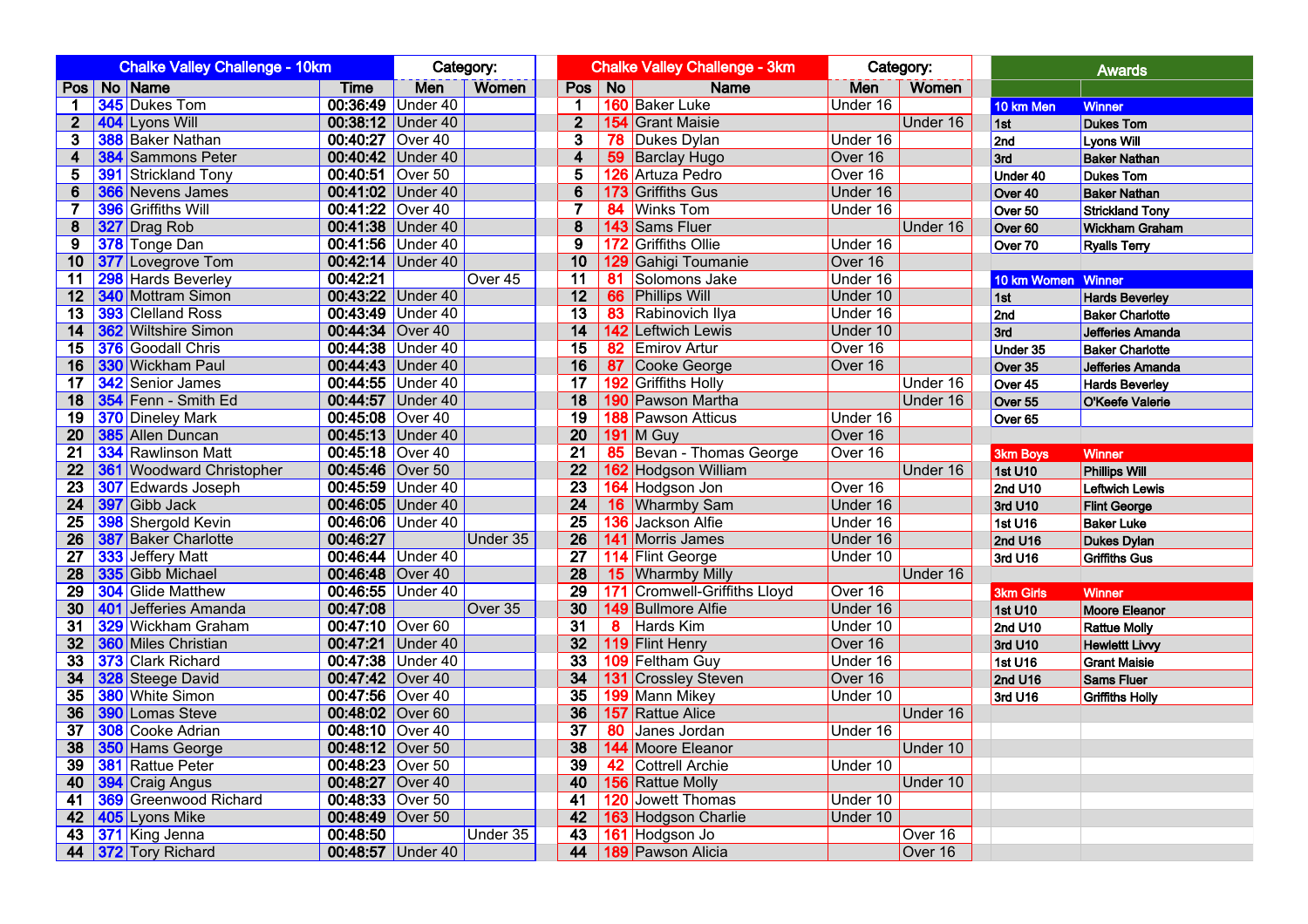## Chalke Valley Challenge - 10km

| Pos | No | Name | Time | Category: Men | Category: Women |
|---|---|---|---|---|---|
| 1 | 345 | Dukes Tom | 00:36:49 | Under 40 | |
| 2 | 404 | Lyons Will | 00:38:12 | Under 40 | |
| 3 | 388 | Baker Nathan | 00:40:27 | Over 40 | |
| 4 | 384 | Sammons Peter | 00:40:42 | Under 40 | |
| 5 | 391 | Strickland Tony | 00:40:51 | Over 50 | |
| 6 | 366 | Nevens James | 00:41:02 | Under 40 | |
| 7 | 396 | Griffiths Will | 00:41:22 | Over 40 | |
| 8 | 327 | Drag Rob | 00:41:38 | Under 40 | |
| 9 | 378 | Tonge Dan | 00:41:56 | Under 40 | |
| 10 | 377 | Lovegrove Tom | 00:42:14 | Under 40 | |
| 11 | 298 | Hards Beverley | 00:42:21 | | Over 45 |
| 12 | 340 | Mottram Simon | 00:43:22 | Under 40 | |
| 13 | 393 | Clelland Ross | 00:43:49 | Under 40 | |
| 14 | 362 | Wiltshire Simon | 00:44:34 | Over 40 | |
| 15 | 376 | Goodall Chris | 00:44:38 | Under 40 | |
| 16 | 330 | Wickham Paul | 00:44:43 | Under 40 | |
| 17 | 342 | Senior James | 00:44:55 | Under 40 | |
| 18 | 354 | Fenn - Smith Ed | 00:44:57 | Under 40 | |
| 19 | 370 | Dineley Mark | 00:45:08 | Over 40 | |
| 20 | 385 | Allen Duncan | 00:45:13 | Under 40 | |
| 21 | 334 | Rawlinson Matt | 00:45:18 | Over 40 | |
| 22 | 361 | Woodward Christopher | 00:45:46 | Over 50 | |
| 23 | 307 | Edwards Joseph | 00:45:59 | Under 40 | |
| 24 | 397 | Gibb Jack | 00:46:05 | Under 40 | |
| 25 | 398 | Shergold Kevin | 00:46:06 | Under 40 | |
| 26 | 387 | Baker Charlotte | 00:46:27 | | Under 35 |
| 27 | 333 | Jeffery Matt | 00:46:44 | Under 40 | |
| 28 | 335 | Gibb Michael | 00:46:48 | Over 40 | |
| 29 | 304 | Glide Matthew | 00:46:55 | Under 40 | |
| 30 | 401 | Jefferies Amanda | 00:47:08 | | Over 35 |
| 31 | 329 | Wickham Graham | 00:47:10 | Over 60 | |
| 32 | 360 | Miles Christian | 00:47:21 | Under 40 | |
| 33 | 373 | Clark Richard | 00:47:38 | Under 40 | |
| 34 | 328 | Steege David | 00:47:42 | Over 40 | |
| 35 | 380 | White Simon | 00:47:56 | Over 40 | |
| 36 | 390 | Lomas Steve | 00:48:02 | Over 60 | |
| 37 | 308 | Cooke Adrian | 00:48:10 | Over 40 | |
| 38 | 350 | Hams George | 00:48:12 | Over 50 | |
| 39 | 381 | Rattue Peter | 00:48:23 | Over 50 | |
| 40 | 394 | Craig Angus | 00:48:27 | Over 40 | |
| 41 | 369 | Greenwood Richard | 00:48:33 | Over 50 | |
| 42 | 405 | Lyons Mike | 00:48:49 | Over 50 | |
| 43 | 371 | King Jenna | 00:48:50 | | Under 35 |
| 44 | 372 | Tory Richard | 00:48:57 | Under 40 | |

## Chalke Valley Challenge - 3km

| Pos | No | Name | Category: Men | Category: Women |
|---|---|---|---|---|
| 1 | 160 | Baker Luke | Under 16 | |
| 2 | 154 | Grant Maisie | | Under 16 |
| 3 | 78 | Dukes Dylan | Under 16 | |
| 4 | 59 | Barclay Hugo | Over 16 | |
| 5 | 126 | Artuza Pedro | Over 16 | |
| 6 | 173 | Griffiths Gus | Under 16 | |
| 7 | 84 | Winks Tom | Under 16 | |
| 8 | 143 | Sams Fluer | | Under 16 |
| 9 | 172 | Griffiths Ollie | Under 16 | |
| 10 | 129 | Gahigi Toumanie | Over 16 | |
| 11 | 81 | Solomons Jake | Under 16 | |
| 12 | 66 | Phillips Will | Under 10 | |
| 13 | 83 | Rabinovich Ilya | Under 16 | |
| 14 | 142 | Leftwich Lewis | Under 10 | |
| 15 | 82 | Emirov Artur | Over 16 | |
| 16 | 87 | Cooke George | Over 16 | |
| 17 | 192 | Griffiths Holly | | Under 16 |
| 18 | 190 | Pawson Martha | | Under 16 |
| 19 | 188 | Pawson Atticus | Under 16 | |
| 20 | 191 | M Guy | Over 16 | |
| 21 | 85 | Bevan - Thomas George | Over 16 | |
| 22 | 162 | Hodgson William | | Under 16 |
| 23 | 164 | Hodgson Jon | Over 16 | |
| 24 | 16 | Wharmby Sam | Under 16 | |
| 25 | 136 | Jackson Alfie | Under 16 | |
| 26 | 141 | Morris James | Under 16 | |
| 27 | 114 | Flint George | Under 10 | |
| 28 | 15 | Wharmby Milly | | Under 16 |
| 29 | 171 | Cromwell-Griffiths Lloyd | Over 16 | |
| 30 | 149 | Bullmore Alfie | Under 16 | |
| 31 | 8 | Hards Kim | Under 10 | |
| 32 | 119 | Flint Henry | Over 16 | |
| 33 | 109 | Feltham Guy | Under 16 | |
| 34 | 131 | Crossley Steven | Over 16 | |
| 35 | 199 | Mann Mikey | Under 10 | |
| 36 | 157 | Rattue Alice | | Under 16 |
| 37 | 80 | Janes Jordan | Under 16 | |
| 38 | 144 | Moore Eleanor | | Under 10 |
| 39 | 42 | Cottrell Archie | Under 10 | |
| 40 | 156 | Rattue Molly | | Under 10 |
| 41 | 120 | Jowett Thomas | Under 10 | |
| 42 | 163 | Hodgson Charlie | Under 10 | |
| 43 | 161 | Hodgson Jo | | Over 16 |
| 44 | 189 | Pawson Alicia | | Over 16 |

## Awards

| 10 km Men | Winner |
|---|---|
| 1st | Dukes Tom |
| 2nd | Lyons Will |
| 3rd | Baker Nathan |
| Under 40 | Dukes Tom |
| Over 40 | Baker Nathan |
| Over 50 | Strickland Tony |
| Over 60 | Wickham Graham |
| Over 70 | Ryalls Terry |

| 10 km Women | Winner |
|---|---|
| 1st | Hards Beverley |
| 2nd | Baker Charlotte |
| 3rd | Jefferies Amanda |
| Under 35 | Baker Charlotte |
| Over 35 | Jefferies Amanda |
| Over 45 | Hards Beverley |
| Over 55 | O'Keefe Valerie |
| Over 65 | |

| 3km Boys | Winner |
|---|---|
| 1st U10 | Phillips Will |
| 2nd U10 | Leftwich Lewis |
| 3rd U10 | Flint George |
| 1st U16 | Baker Luke |
| 2nd U16 | Dukes Dylan |
| 3rd U16 | Griffiths Gus |

| 3km Girls | Winner |
|---|---|
| 1st U10 | Moore Eleanor |
| 2nd U10 | Rattue Molly |
| 3rd U10 | Hewlettt Livvy |
| 1st U16 | Grant Maisie |
| 2nd U16 | Sams Fluer |
| 3rd U16 | Griffiths Holly |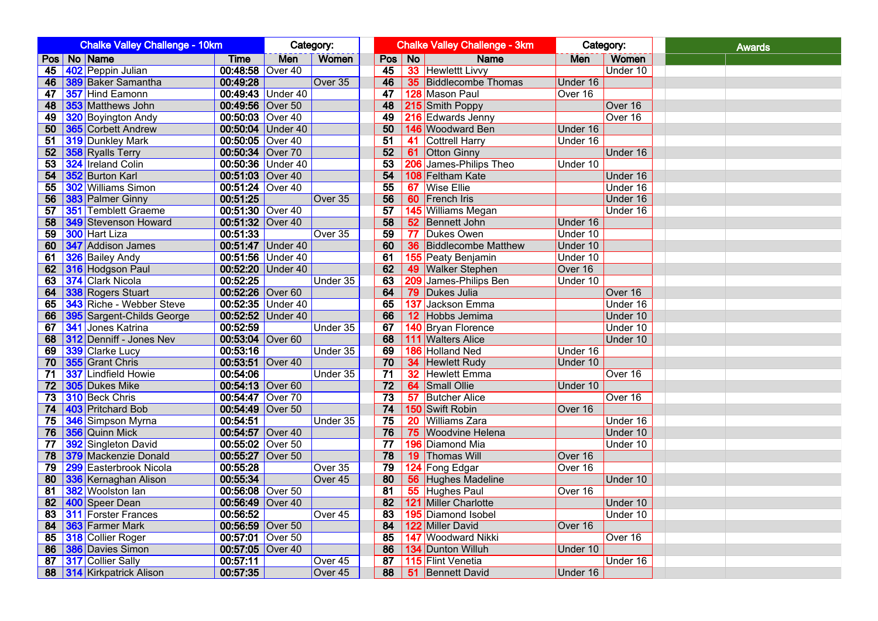| Chalke Valley Challenge - 10km | | | | Category: | |
|---|---|---|---|---|---|
| Pos | No | Name | Time | Men | Women |
| 45 | 402 | Peppin Julian | 00:48:58 | Over 40 | |
| 46 | 389 | Baker Samantha | 00:49:28 | | Over 35 |
| 47 | 357 | Hind Eamonn | 00:49:43 | Under 40 | |
| 48 | 353 | Matthews John | 00:49:56 | Over 50 | |
| 49 | 320 | Boyington Andy | 00:50:03 | Over 40 | |
| 50 | 365 | Corbett Andrew | 00:50:04 | Under 40 | |
| 51 | 319 | Dunkley Mark | 00:50:05 | Over 40 | |
| 52 | 358 | Ryalls Terry | 00:50:34 | Over 70 | |
| 53 | 324 | Ireland Colin | 00:50:36 | Under 40 | |
| 54 | 352 | Burton Karl | 00:51:03 | Over 40 | |
| 55 | 302 | Williams Simon | 00:51:24 | Over 40 | |
| 56 | 383 | Palmer Ginny | 00:51:25 | | Over 35 |
| 57 | 351 | Temblett Graeme | 00:51:30 | Over 40 | |
| 58 | 349 | Stevenson Howard | 00:51:32 | Over 40 | |
| 59 | 300 | Hart Liza | 00:51:33 | | Over 35 |
| 60 | 347 | Addison James | 00:51:47 | Under 40 | |
| 61 | 326 | Bailey Andy | 00:51:56 | Under 40 | |
| 62 | 316 | Hodgson Paul | 00:52:20 | Under 40 | |
| 63 | 374 | Clark Nicola | 00:52:25 | | Under 35 |
| 64 | 338 | Rogers Stuart | 00:52:26 | Over 60 | |
| 65 | 343 | Riche - Webber Steve | 00:52:35 | Under 40 | |
| 66 | 395 | Sargent-Childs George | 00:52:52 | Under 40 | |
| 67 | 341 | Jones Katrina | 00:52:59 | | Under 35 |
| 68 | 312 | Denniff - Jones Nev | 00:53:04 | Over 60 | |
| 69 | 339 | Clarke Lucy | 00:53:16 | | Under 35 |
| 70 | 355 | Grant Chris | 00:53:51 | Over 40 | |
| 71 | 337 | Lindfield Howie | 00:54:06 | | Under 35 |
| 72 | 305 | Dukes Mike | 00:54:13 | Over 60 | |
| 73 | 310 | Beck Chris | 00:54:47 | Over 70 | |
| 74 | 403 | Pritchard Bob | 00:54:49 | Over 50 | |
| 75 | 346 | Simpson Myrna | 00:54:51 | | Under 35 |
| 76 | 356 | Quinn Mick | 00:54:57 | Over 40 | |
| 77 | 392 | Singleton David | 00:55:02 | Over 50 | |
| 78 | 379 | Mackenzie Donald | 00:55:27 | Over 50 | |
| 79 | 299 | Easterbrook Nicola | 00:55:28 | | Over 35 |
| 80 | 336 | Kernaghan Alison | 00:55:34 | | Over 45 |
| 81 | 382 | Woolston Ian | 00:56:08 | Over 50 | |
| 82 | 400 | Speer Dean | 00:56:49 | Over 40 | |
| 83 | 311 | Forster Frances | 00:56:52 | | Over 45 |
| 84 | 363 | Farmer Mark | 00:56:59 | Over 50 | |
| 85 | 318 | Collier Roger | 00:57:01 | Over 50 | |
| 86 | 386 | Davies Simon | 00:57:05 | Over 40 | |
| 87 | 317 | Collier Sally | 00:57:11 | | Over 45 |
| 88 | 314 | Kirkpatrick Alison | 00:57:35 | | Over 45 |

| Chalke Valley Challenge - 3km | | | Category: | |
|---|---|---|---|---|
| Pos | No | Name | Men | Women |
| 45 | 33 | Hewlettt Livvy | | Under 10 |
| 46 | 35 | Biddlecombe Thomas | Under 16 | |
| 47 | 128 | Mason Paul | Over 16 | |
| 48 | 215 | Smith Poppy | | Over 16 |
| 49 | 216 | Edwards Jenny | | Over 16 |
| 50 | 146 | Woodward Ben | Under 16 | |
| 51 | 41 | Cottrell Harry | Under 16 | |
| 52 | 61 | Otton Ginny | | Under 16 |
| 53 | 206 | James-Philips Theo | Under 10 | |
| 54 | 108 | Feltham Kate | | Under 16 |
| 55 | 67 | Wise Ellie | | Under 16 |
| 56 | 60 | French Iris | | Under 16 |
| 57 | 145 | Williams Megan | | Under 16 |
| 58 | 52 | Bennett John | Under 16 | |
| 59 | 77 | Dukes Owen | Under 10 | |
| 60 | 36 | Biddlecombe Matthew | Under 10 | |
| 61 | 155 | Peaty Benjamin | Under 10 | |
| 62 | 49 | Walker Stephen | Over 16 | |
| 63 | 209 | James-Philips Ben | Under 10 | |
| 64 | 79 | Dukes Julia | | Over 16 |
| 65 | 137 | Jackson Emma | | Under 16 |
| 66 | 12 | Hobbs Jemima | | Under 10 |
| 67 | 140 | Bryan Florence | | Under 10 |
| 68 | 111 | Walters Alice | | Under 10 |
| 69 | 186 | Holland Ned | Under 16 | |
| 70 | 34 | Hewlett Rudy | Under 10 | |
| 71 | 32 | Hewlett Emma | | Over 16 |
| 72 | 64 | Small Ollie | Under 10 | |
| 73 | 57 | Butcher Alice | | Over 16 |
| 74 | 150 | Swift Robin | Over 16 | |
| 75 | 20 | Williams Zara | | Under 16 |
| 76 | 75 | Woodvine Helena | | Under 10 |
| 77 | 196 | Diamond Mia | | Under 10 |
| 78 | 19 | Thomas Will | Over 16 | |
| 79 | 124 | Fong Edgar | Over 16 | |
| 80 | 56 | Hughes Madeline | | Under 10 |
| 81 | 55 | Hughes Paul | Over 16 | |
| 82 | 121 | Miller Charlotte | | Under 10 |
| 83 | 195 | Diamond Isobel | | Under 10 |
| 84 | 122 | Miller David | Over 16 | |
| 85 | 147 | Woodward Nikki | | Over 16 |
| 86 | 134 | Dunton Willuh | Under 10 | |
| 87 | 115 | Flint Venetia | | Under 16 |
| 88 | 51 | Bennett David | Under 16 | |

| Awards | |
|---|---|
| | |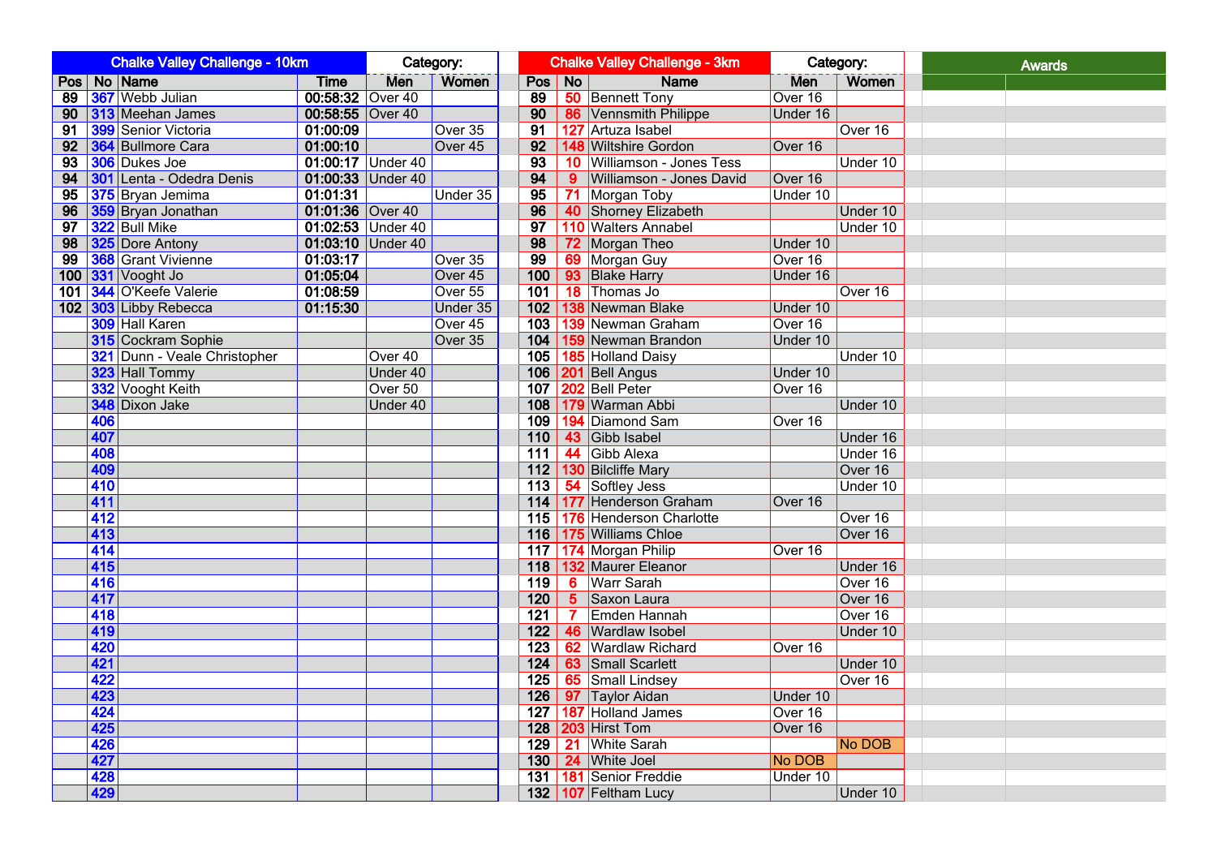| Chalke Valley Challenge - 10km | | | | Category: | |
|---|---|---|---|---|---|
| Pos | No | Name | Time | Men | Women |
| 89 | 367 | Webb Julian | 00:58:32 | Over 40 | |
| 90 | 313 | Meehan James | 00:58:55 | Over 40 | |
| 91 | 399 | Senior Victoria | 01:00:09 | | Over 35 |
| 92 | 364 | Bullmore Cara | 01:00:10 | | Over 45 |
| 93 | 306 | Dukes Joe | 01:00:17 | Under 40 | |
| 94 | 301 | Lenta - Odedra Denis | 01:00:33 | Under 40 | |
| 95 | 375 | Bryan Jemima | 01:01:31 | | Under 35 |
| 96 | 359 | Bryan Jonathan | 01:01:36 | Over 40 | |
| 97 | 322 | Bull Mike | 01:02:53 | Under 40 | |
| 98 | 325 | Dore Antony | 01:03:10 | Under 40 | |
| 99 | 368 | Grant Vivienne | 01:03:17 | | Over 35 |
| 100 | 331 | Vooght Jo | 01:05:04 | | Over 45 |
| 101 | 344 | O'Keefe Valerie | 01:08:59 | | Over 55 |
| 102 | 303 | Libby Rebecca | 01:15:30 | | Under 35 |
| | 309 | Hall Karen | | | Over 45 |
| | 315 | Cockram Sophie | | | Over 35 |
| | 321 | Dunn - Veale Christopher | | Over 40 | |
| | 323 | Hall Tommy | | Under 40 | |
| | 332 | Vooght Keith | | Over 50 | |
| | 348 | Dixon Jake | | Under 40 | |
| | 406 | | | | |
| | 407 | | | | |
| | 408 | | | | |
| | 409 | | | | |
| | 410 | | | | |
| | 411 | | | | |
| | 412 | | | | |
| | 413 | | | | |
| | 414 | | | | |
| | 415 | | | | |
| | 416 | | | | |
| | 417 | | | | |
| | 418 | | | | |
| | 419 | | | | |
| | 420 | | | | |
| | 421 | | | | |
| | 422 | | | | |
| | 423 | | | | |
| | 424 | | | | |
| | 425 | | | | |
| | 426 | | | | |
| | 427 | | | | |
| | 428 | | | | |
| | 429 | | | | |

| Chalke Valley Challenge - 3km | | | Category: | |
|---|---|---|---|---|
| Pos | No | Name | Men | Women |
| 89 | 50 | Bennett Tony | Over 16 | |
| 90 | 86 | Vennsmith Philippe | Under 16 | |
| 91 | 127 | Artuza Isabel | | Over 16 |
| 92 | 148 | Wiltshire Gordon | Over 16 | |
| 93 | 10 | Williamson - Jones Tess | | Under 10 |
| 94 | 9 | Williamson - Jones David | Over 16 | |
| 95 | 71 | Morgan Toby | Under 10 | |
| 96 | 40 | Shorney Elizabeth | | Under 10 |
| 97 | 110 | Walters Annabel | | Under 10 |
| 98 | 72 | Morgan Theo | Under 10 | |
| 99 | 69 | Morgan Guy | Over 16 | |
| 100 | 93 | Blake Harry | Under 16 | |
| 101 | 18 | Thomas Jo | | Over 16 |
| 102 | 138 | Newman Blake | Under 10 | |
| 103 | 139 | Newman Graham | Over 16 | |
| 104 | 159 | Newman Brandon | Under 10 | |
| 105 | 185 | Holland Daisy | | Under 10 |
| 106 | 201 | Bell Angus | Under 10 | |
| 107 | 202 | Bell Peter | Over 16 | |
| 108 | 179 | Warman Abbi | | Under 10 |
| 109 | 194 | Diamond Sam | Over 16 | |
| 110 | 43 | Gibb Isabel | | Under 16 |
| 111 | 44 | Gibb Alexa | | Under 16 |
| 112 | 130 | Bilcliffe Mary | | Over 16 |
| 113 | 54 | Softley Jess | | Under 10 |
| 114 | 177 | Henderson Graham | Over 16 | |
| 115 | 176 | Henderson Charlotte | | Over 16 |
| 116 | 175 | Williams Chloe | | Over 16 |
| 117 | 174 | Morgan Philip | Over 16 | |
| 118 | 132 | Maurer Eleanor | | Under 16 |
| 119 | 6 | Warr Sarah | | Over 16 |
| 120 | 5 | Saxon Laura | | Over 16 |
| 121 | 7 | Emden Hannah | | Over 16 |
| 122 | 46 | Wardlaw Isobel | | Under 10 |
| 123 | 62 | Wardlaw Richard | Over 16 | |
| 124 | 63 | Small Scarlett | | Under 10 |
| 125 | 65 | Small Lindsey | | Over 16 |
| 126 | 97 | Taylor Aidan | Under 10 | |
| 127 | 187 | Holland James | Over 16 | |
| 128 | 203 | Hirst Tom | Over 16 | |
| 129 | 21 | White Sarah | | No DOB |
| 130 | 24 | White Joel | No DOB | |
| 131 | 181 | Senior Freddie | Under 10 | |
| 132 | 107 | Feltham Lucy | | Under 10 |

| Awards | |
|---|---|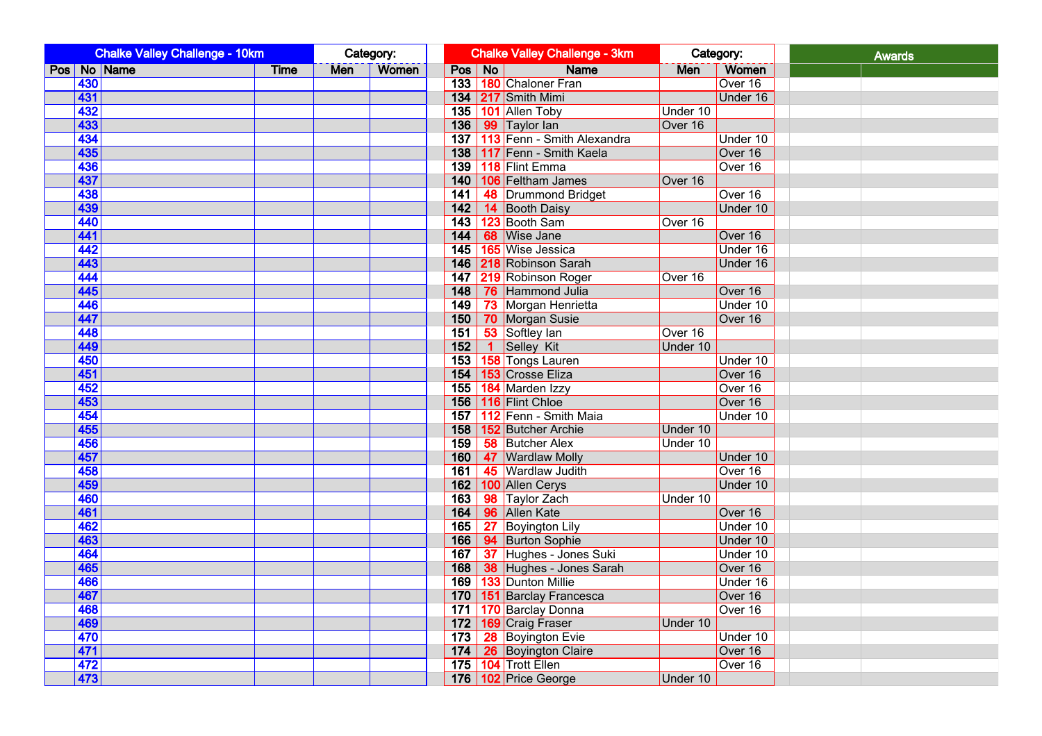| Chalke Valley Challenge - 10km | | | | Category: | |
|---|---|---|---|---|---|
| Pos | No | Name | Time | Men | Women |
| | 430 | | | | |
| | 431 | | | | |
| | 432 | | | | |
| | 433 | | | | |
| | 434 | | | | |
| | 435 | | | | |
| | 436 | | | | |
| | 437 | | | | |
| | 438 | | | | |
| | 439 | | | | |
| | 440 | | | | |
| | 441 | | | | |
| | 442 | | | | |
| | 443 | | | | |
| | 444 | | | | |
| | 445 | | | | |
| | 446 | | | | |
| | 447 | | | | |
| | 448 | | | | |
| | 449 | | | | |
| | 450 | | | | |
| | 451 | | | | |
| | 452 | | | | |
| | 453 | | | | |
| | 454 | | | | |
| | 455 | | | | |
| | 456 | | | | |
| | 457 | | | | |
| | 458 | | | | |
| | 459 | | | | |
| | 460 | | | | |
| | 461 | | | | |
| | 462 | | | | |
| | 463 | | | | |
| | 464 | | | | |
| | 465 | | | | |
| | 466 | | | | |
| | 467 | | | | |
| | 468 | | | | |
| | 469 | | | | |
| | 470 | | | | |
| | 471 | | | | |
| | 472 | | | | |
| | 473 | | | | |

| Chalke Valley Challenge - 3km | | | Category: | |
|---|---|---|---|---|
| Pos | No | Name | Men | Women |
| 133 | 180 | Chaloner Fran | | Over 16 |
| 134 | 217 | Smith Mimi | | Under 16 |
| 135 | 101 | Allen Toby | Under 10 | |
| 136 | 99 | Taylor Ian | Over 16 | |
| 137 | 113 | Fenn - Smith Alexandra | | Under 10 |
| 138 | 117 | Fenn - Smith Kaela | | Over 16 |
| 139 | 118 | Flint Emma | | Over 16 |
| 140 | 106 | Feltham James | Over 16 | |
| 141 | 48 | Drummond Bridget | | Over 16 |
| 142 | 14 | Booth Daisy | | Under 10 |
| 143 | 123 | Booth Sam | Over 16 | |
| 144 | 68 | Wise Jane | | Over 16 |
| 145 | 165 | Wise Jessica | | Under 16 |
| 146 | 218 | Robinson Sarah | | Under 16 |
| 147 | 219 | Robinson Roger | Over 16 | |
| 148 | 76 | Hammond Julia | | Over 16 |
| 149 | 73 | Morgan Henrietta | | Under 10 |
| 150 | 70 | Morgan Susie | | Over 16 |
| 151 | 53 | Softley Ian | Over 16 | |
| 152 | 1 | Selley Kit | Under 10 | |
| 153 | 158 | Tongs Lauren | | Under 10 |
| 154 | 153 | Crosse Eliza | | Over 16 |
| 155 | 184 | Marden Izzy | | Over 16 |
| 156 | 116 | Flint Chloe | | Over 16 |
| 157 | 112 | Fenn - Smith Maia | | Under 10 |
| 158 | 152 | Butcher Archie | Under 10 | |
| 159 | 58 | Butcher Alex | Under 10 | |
| 160 | 47 | Wardlaw Molly | | Under 10 |
| 161 | 45 | Wardlaw Judith | | Over 16 |
| 162 | 100 | Allen Cerys | | Under 10 |
| 163 | 98 | Taylor Zach | Under 10 | |
| 164 | 96 | Allen Kate | | Over 16 |
| 165 | 27 | Boyington Lily | | Under 10 |
| 166 | 94 | Burton Sophie | | Under 10 |
| 167 | 37 | Hughes - Jones Suki | | Under 10 |
| 168 | 38 | Hughes - Jones Sarah | | Over 16 |
| 169 | 133 | Dunton Millie | | Under 16 |
| 170 | 151 | Barclay Francesca | | Over 16 |
| 171 | 170 | Barclay Donna | | Over 16 |
| 172 | 169 | Craig Fraser | Under 10 | |
| 173 | 28 | Boyington Evie | | Under 10 |
| 174 | 26 | Boyington Claire | | Over 16 |
| 175 | 104 | Trott Ellen | | Over 16 |
| 176 | 102 | Price George | Under 10 | |

| Awards | |
|---|---|
| | |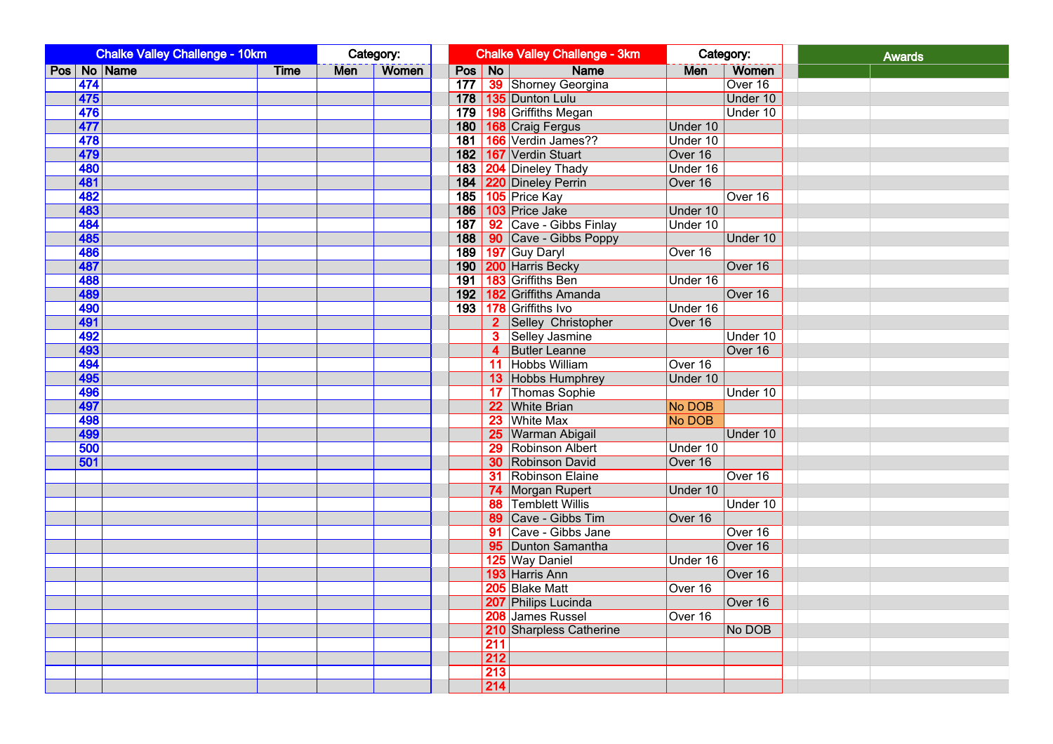| Chalke Valley Challenge - 10km | | | | Category: | |
|---|---|---|---|---|---|
| Pos | No | Name | Time | Men | Women |
| | 474 | | | | |
| | 475 | | | | |
| | 476 | | | | |
| | 477 | | | | |
| | 478 | | | | |
| | 479 | | | | |
| | 480 | | | | |
| | 481 | | | | |
| | 482 | | | | |
| | 483 | | | | |
| | 484 | | | | |
| | 485 | | | | |
| | 486 | | | | |
| | 487 | | | | |
| | 488 | | | | |
| | 489 | | | | |
| | 490 | | | | |
| | 491 | | | | |
| | 492 | | | | |
| | 493 | | | | |
| | 494 | | | | |
| | 495 | | | | |
| | 496 | | | | |
| | 497 | | | | |
| | 498 | | | | |
| | 499 | | | | |
| | 500 | | | | |
| | 501 | | | | |

| Chalke Valley Challenge - 3km | | | Category: | |
|---|---|---|---|---|
| Pos | No | Name | Men | Women |
| 177 | 39 | Shorney Georgina | | Over 16 |
| 178 | 135 | Dunton Lulu | | Under 10 |
| 179 | 198 | Griffiths Megan | | Under 10 |
| 180 | 168 | Craig Fergus | Under 10 | |
| 181 | 166 | Verdin James?? | Under 10 | |
| 182 | 167 | Verdin Stuart | Over 16 | |
| 183 | 204 | Dineley Thady | Under 16 | |
| 184 | 220 | Dineley Perrin | Over 16 | |
| 185 | 105 | Price Kay | | Over 16 |
| 186 | 103 | Price Jake | Under 10 | |
| 187 | 92 | Cave - Gibbs Finlay | Under 10 | |
| 188 | 90 | Cave - Gibbs Poppy | | Under 10 |
| 189 | 197 | Guy Daryl | Over 16 | |
| 190 | 200 | Harris Becky | | Over 16 |
| 191 | 183 | Griffiths Ben | Under 16 | |
| 192 | 182 | Griffiths Amanda | | Over 16 |
| 193 | 178 | Griffiths Ivo | Under 16 | |
| | 2 | Selley Christopher | Over 16 | |
| | 3 | Selley Jasmine | | Under 10 |
| | 4 | Butler Leanne | | Over 16 |
| | 11 | Hobbs William | Over 16 | |
| | 13 | Hobbs Humphrey | Under 10 | |
| | 17 | Thomas Sophie | | Under 10 |
| | 22 | White Brian | No DOB | |
| | 23 | White Max | No DOB | |
| | 25 | Warman Abigail | | Under 10 |
| | 29 | Robinson Albert | Under 10 | |
| | 30 | Robinson David | Over 16 | |
| | 31 | Robinson Elaine | | Over 16 |
| | 74 | Morgan Rupert | Under 10 | |
| | 88 | Temblett Willis | | Under 10 |
| | 89 | Cave - Gibbs Tim | Over 16 | |
| | 91 | Cave - Gibbs Jane | | Over 16 |
| | 95 | Dunton Samantha | | Over 16 |
| | 125 | Way Daniel | Under 16 | |
| | 193 | Harris Ann | | Over 16 |
| | 205 | Blake Matt | Over 16 | |
| | 207 | Philips Lucinda | | Over 16 |
| | 208 | James Russel | Over 16 | |
| | 210 | Sharpless Catherine | | No DOB |
| | 211 | | | |
| | 212 | | | |
| | 213 | | | |
| | 214 | | | |

| Awards | |
|---|---|
| | |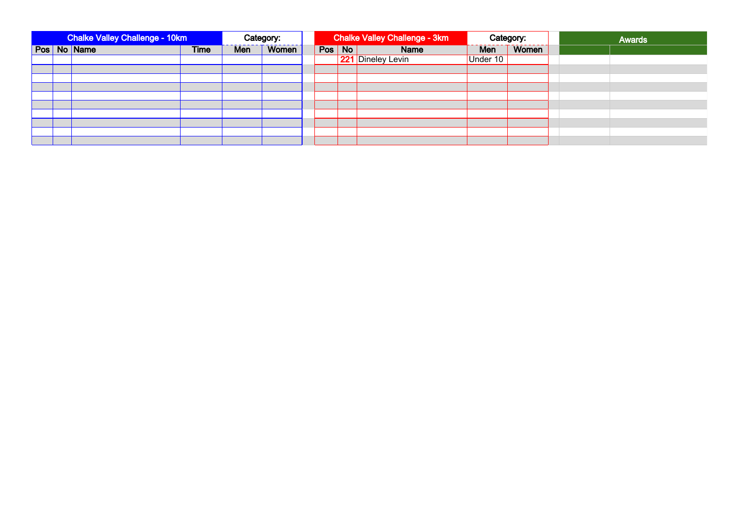| Chalke Valley Challenge - 10km | | | | Category: | |
|---|---|---|---|---|---|
| Pos | No | Name | Time | Men | Women |
| | | | | | |
| | | | | | |
| | | | | | |
| | | | | | |
| | | | | | |
| | | | | | |
| | | | | | |
| | | | | | |
| | | | | | |
| | | | | | |

| Chalke Valley Challenge - 3km | | | Category: | |
|---|---|---|---|---|
| Pos | No | Name | Men | Women |
| | 221 | Dineley Levin | Under 10 | |
| | | | | |
| | | | | |
| | | | | |
| | | | | |
| | | | | |
| | | | | |
| | | | | |
| | | | | |
| | | | | |

| Awards | |
|---|---|
| | |
| | |
| | |
| | |
| | |
| | |
| | |
| | |
| | |
| | |
| | |